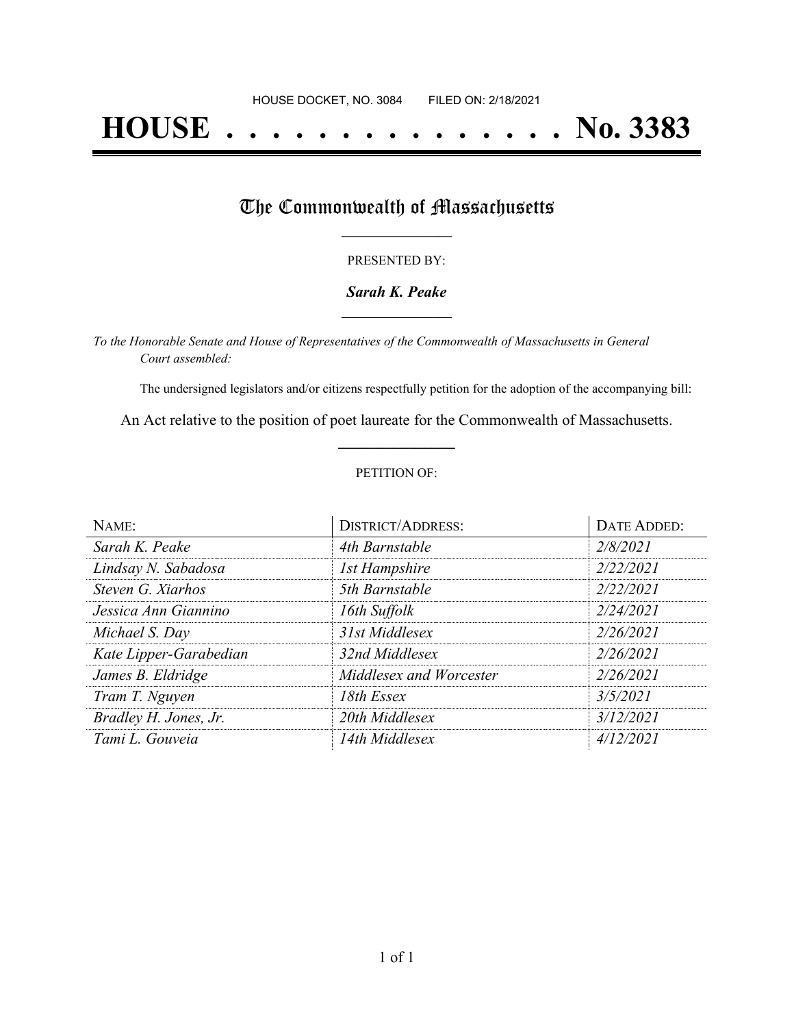HOUSE DOCKET, NO. 3084 FILED ON: 2/18/2021

# HOUSE . . . . . . . . . . . . . . . No. 3383

## The Commonwealth of Massachusetts

PRESENTED BY:

***Sarah K. Peake***

*To the Honorable Senate and House of Representatives of the Commonwealth of Massachusetts in General Court assembled:*

The undersigned legislators and/or citizens respectfully petition for the adoption of the accompanying bill:

An Act relative to the position of poet laureate for the Commonwealth of Massachusetts.

PETITION OF:

| NAME: | DISTRICT/ADDRESS: | DATE ADDED: |
|---|---|---|
| *Sarah K. Peake* | *4th Barnstable* | *2/8/2021* |
| *Lindsay N. Sabadosa* | *1st Hampshire* | *2/22/2021* |
| *Steven G. Xiarhos* | *5th Barnstable* | *2/22/2021* |
| *Jessica Ann Giannino* | *16th Suffolk* | *2/24/2021* |
| *Michael S. Day* | *31st Middlesex* | *2/26/2021* |
| *Kate Lipper-Garabedian* | *32nd Middlesex* | *2/26/2021* |
| *James B. Eldridge* | *Middlesex and Worcester* | *2/26/2021* |
| *Tram T. Nguyen* | *18th Essex* | *3/5/2021* |
| *Bradley H. Jones, Jr.* | *20th Middlesex* | *3/12/2021* |
| *Tami L. Gouveia* | *14th Middlesex* | *4/12/2021* |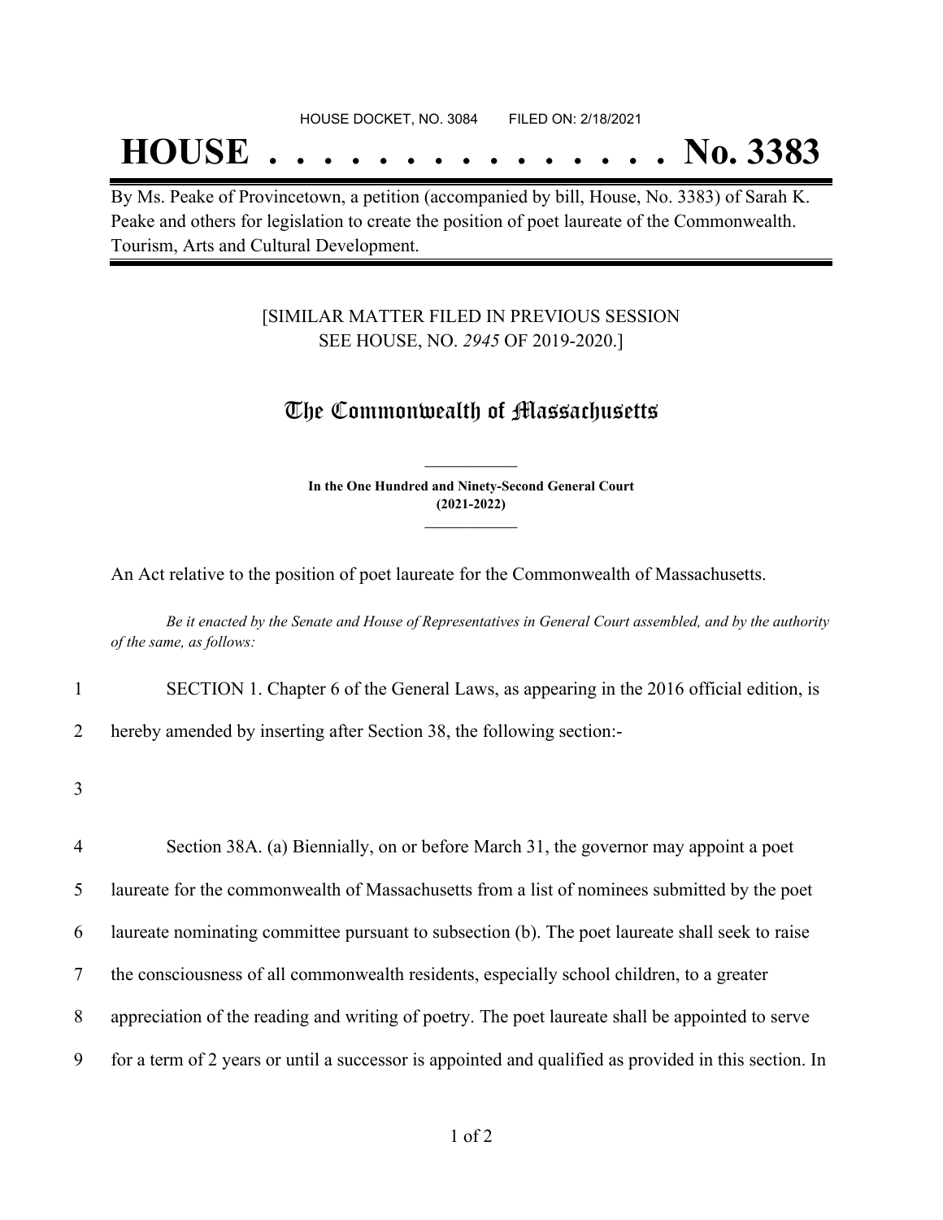HOUSE DOCKET, NO. 3084        FILED ON: 2/18/2021

# HOUSE . . . . . . . . . . . . . . . . No. 3383

By Ms. Peake of Provincetown, a petition (accompanied by bill, House, No. 3383) of Sarah K. Peake and others for legislation to create the position of poet laureate of the Commonwealth. Tourism, Arts and Cultural Development.

[SIMILAR MATTER FILED IN PREVIOUS SESSION SEE HOUSE, NO. *2945* OF 2019-2020.]

## The Commonwealth of Massachusetts

**In the One Hundred and Ninety-Second General Court (2021-2022)**

An Act relative to the position of poet laureate for the Commonwealth of Massachusetts.

*Be it enacted by the Senate and House of Representatives in General Court assembled, and by the authority of the same, as follows:*

1 SECTION 1. Chapter 6 of the General Laws, as appearing in the 2016 official edition, is
2 hereby amended by inserting after Section 38, the following section:-

3

4 Section 38A. (a) Biennially, on or before March 31, the governor may appoint a poet
5 laureate for the commonwealth of Massachusetts from a list of nominees submitted by the poet
6 laureate nominating committee pursuant to subsection (b). The poet laureate shall seek to raise
7 the consciousness of all commonwealth residents, especially school children, to a greater
8 appreciation of the reading and writing of poetry. The poet laureate shall be appointed to serve
9 for a term of 2 years or until a successor is appointed and qualified as provided in this section. In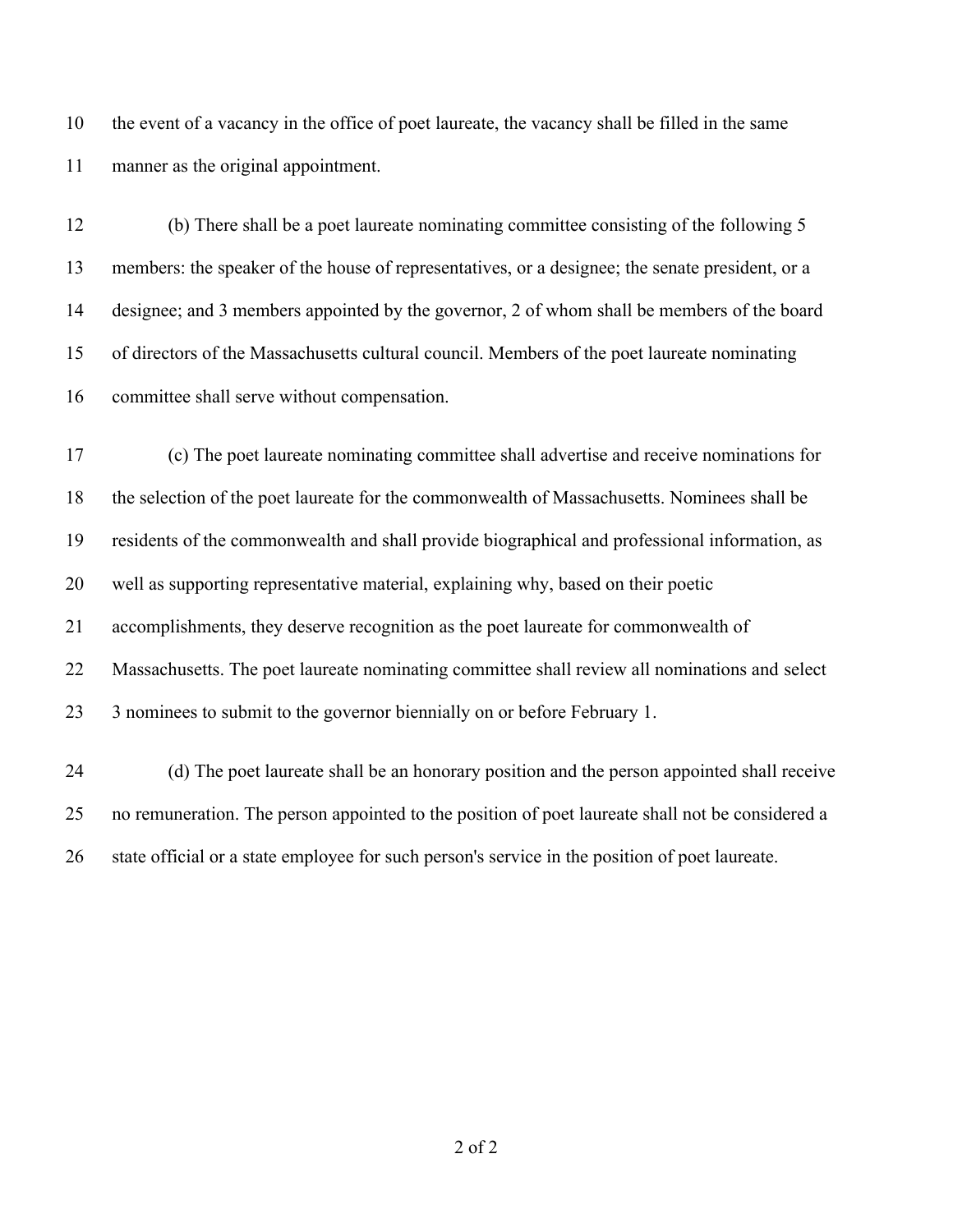the event of a vacancy in the office of poet laureate, the vacancy shall be filled in the same manner as the original appointment.

(b) There shall be a poet laureate nominating committee consisting of the following 5 members: the speaker of the house of representatives, or a designee; the senate president, or a designee; and 3 members appointed by the governor, 2 of whom shall be members of the board of directors of the Massachusetts cultural council. Members of the poet laureate nominating committee shall serve without compensation.

(c) The poet laureate nominating committee shall advertise and receive nominations for the selection of the poet laureate for the commonwealth of Massachusetts. Nominees shall be residents of the commonwealth and shall provide biographical and professional information, as well as supporting representative material, explaining why, based on their poetic accomplishments, they deserve recognition as the poet laureate for commonwealth of Massachusetts. The poet laureate nominating committee shall review all nominations and select 3 nominees to submit to the governor biennially on or before February 1.

(d) The poet laureate shall be an honorary position and the person appointed shall receive no remuneration. The person appointed to the position of poet laureate shall not be considered a state official or a state employee for such person's service in the position of poet laureate.